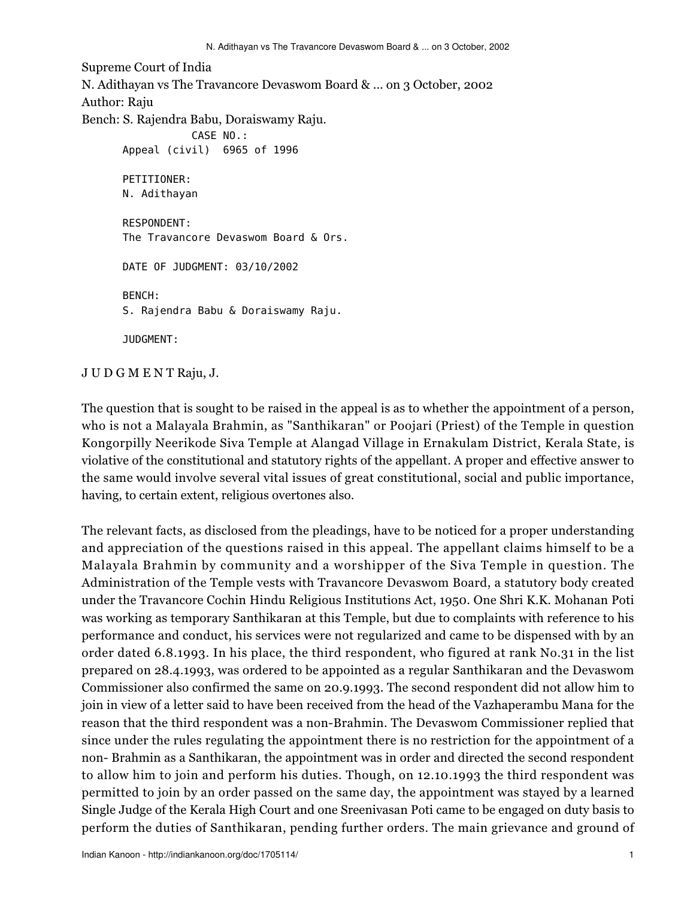Supreme Court of India

N. Adithayan vs The Travancore Devaswom Board & ... on 3 October, 2002

Author: Raju

Bench: S. Rajendra Babu, Doraiswamy Raju.

```
CASE NO.:
Appeal (civil)  6965 of 1996

PETITIONER:
N. Adithayan

RESPONDENT:
The Travancore Devaswom Board & Ors.

DATE OF JUDGMENT: 03/10/2002

BENCH:
S. Rajendra Babu & Doraiswamy Raju.

JUDGMENT:
```

J U D G M E N T Raju, J.

The question that is sought to be raised in the appeal is as to whether the appointment of a person, who is not a Malayala Brahmin, as "Santhikaran" or Poojari (Priest) of the Temple in question Kongorpilly Neerikode Siva Temple at Alangad Village in Ernakulam District, Kerala State, is violative of the constitutional and statutory rights of the appellant. A proper and effective answer to the same would involve several vital issues of great constitutional, social and public importance, having, to certain extent, religious overtones also.

The relevant facts, as disclosed from the pleadings, have to be noticed for a proper understanding and appreciation of the questions raised in this appeal. The appellant claims himself to be a Malayala Brahmin by community and a worshipper of the Siva Temple in question. The Administration of the Temple vests with Travancore Devaswom Board, a statutory body created under the Travancore Cochin Hindu Religious Institutions Act, 1950. One Shri K.K. Mohanan Poti was working as temporary Santhikaran at this Temple, but due to complaints with reference to his performance and conduct, his services were not regularized and came to be dispensed with by an order dated 6.8.1993. In his place, the third respondent, who figured at rank No.31 in the list prepared on 28.4.1993, was ordered to be appointed as a regular Santhikaran and the Devaswom Commissioner also confirmed the same on 20.9.1993. The second respondent did not allow him to join in view of a letter said to have been received from the head of the Vazhaperambu Mana for the reason that the third respondent was a non-Brahmin. The Devaswom Commissioner replied that since under the rules regulating the appointment there is no restriction for the appointment of a non- Brahmin as a Santhikaran, the appointment was in order and directed the second respondent to allow him to join and perform his duties. Though, on 12.10.1993 the third respondent was permitted to join by an order passed on the same day, the appointment was stayed by a learned Single Judge of the Kerala High Court and one Sreenivasan Poti came to be engaged on duty basis to perform the duties of Santhikaran, pending further orders. The main grievance and ground of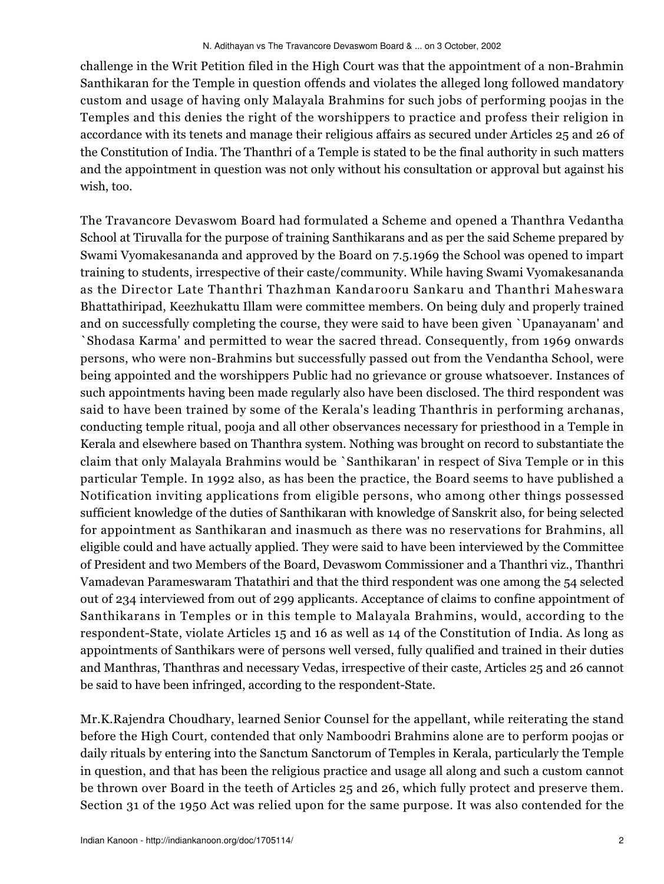challenge in the Writ Petition filed in the High Court was that the appointment of a non-Brahmin Santhikaran for the Temple in question offends and violates the alleged long followed mandatory custom and usage of having only Malayala Brahmins for such jobs of performing poojas in the Temples and this denies the right of the worshippers to practice and profess their religion in accordance with its tenets and manage their religious affairs as secured under Articles 25 and 26 of the Constitution of India. The Thanthri of a Temple is stated to be the final authority in such matters and the appointment in question was not only without his consultation or approval but against his wish, too.

The Travancore Devaswom Board had formulated a Scheme and opened a Thanthra Vedantha School at Tiruvalla for the purpose of training Santhikarans and as per the said Scheme prepared by Swami Vyomakesananda and approved by the Board on 7.5.1969 the School was opened to impart training to students, irrespective of their caste/community. While having Swami Vyomakesananda as the Director Late Thanthri Thazhman Kandarooru Sankaru and Thanthri Maheswara Bhattathiripad, Keezhukattu Illam were committee members. On being duly and properly trained and on successfully completing the course, they were said to have been given `Upanayanam' and `Shodasa Karma' and permitted to wear the sacred thread. Consequently, from 1969 onwards persons, who were non-Brahmins but successfully passed out from the Vendantha School, were being appointed and the worshippers Public had no grievance or grouse whatsoever. Instances of such appointments having been made regularly also have been disclosed. The third respondent was said to have been trained by some of the Kerala's leading Thanthris in performing archanas, conducting temple ritual, pooja and all other observances necessary for priesthood in a Temple in Kerala and elsewhere based on Thanthra system. Nothing was brought on record to substantiate the claim that only Malayala Brahmins would be `Santhikaran' in respect of Siva Temple or in this particular Temple. In 1992 also, as has been the practice, the Board seems to have published a Notification inviting applications from eligible persons, who among other things possessed sufficient knowledge of the duties of Santhikaran with knowledge of Sanskrit also, for being selected for appointment as Santhikaran and inasmuch as there was no reservations for Brahmins, all eligible could and have actually applied. They were said to have been interviewed by the Committee of President and two Members of the Board, Devaswom Commissioner and a Thanthri viz., Thanthri Vamadevan Parameswaram Thatathiri and that the third respondent was one among the 54 selected out of 234 interviewed from out of 299 applicants. Acceptance of claims to confine appointment of Santhikarans in Temples or in this temple to Malayala Brahmins, would, according to the respondent-State, violate Articles 15 and 16 as well as 14 of the Constitution of India. As long as appointments of Santhikars were of persons well versed, fully qualified and trained in their duties and Manthras, Thanthras and necessary Vedas, irrespective of their caste, Articles 25 and 26 cannot be said to have been infringed, according to the respondent-State.

Mr.K.Rajendra Choudhary, learned Senior Counsel for the appellant, while reiterating the stand before the High Court, contended that only Namboodri Brahmins alone are to perform poojas or daily rituals by entering into the Sanctum Sanctorum of Temples in Kerala, particularly the Temple in question, and that has been the religious practice and usage all along and such a custom cannot be thrown over Board in the teeth of Articles 25 and 26, which fully protect and preserve them. Section 31 of the 1950 Act was relied upon for the same purpose. It was also contended for the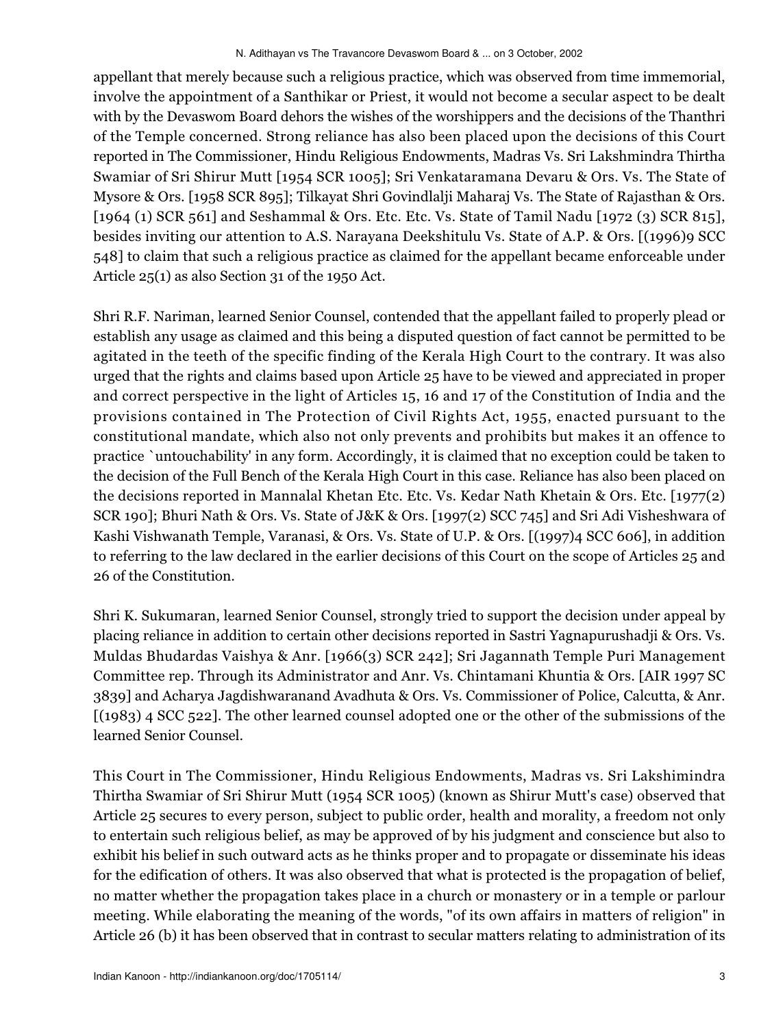appellant that merely because such a religious practice, which was observed from time immemorial, involve the appointment of a Santhikar or Priest, it would not become a secular aspect to be dealt with by the Devaswom Board dehors the wishes of the worshippers and the decisions of the Thanthri of the Temple concerned. Strong reliance has also been placed upon the decisions of this Court reported in The Commissioner, Hindu Religious Endowments, Madras Vs. Sri Lakshmindra Thirtha Swamiar of Sri Shirur Mutt [1954 SCR 1005]; Sri Venkataramana Devaru & Ors. Vs. The State of Mysore & Ors. [1958 SCR 895]; Tilkayat Shri Govindlalji Maharaj Vs. The State of Rajasthan & Ors. [1964 (1) SCR 561] and Seshammal & Ors. Etc. Etc. Vs. State of Tamil Nadu [1972 (3) SCR 815], besides inviting our attention to A.S. Narayana Deekshitulu Vs. State of A.P. & Ors. [(1996)9 SCC 548] to claim that such a religious practice as claimed for the appellant became enforceable under Article 25(1) as also Section 31 of the 1950 Act.

Shri R.F. Nariman, learned Senior Counsel, contended that the appellant failed to properly plead or establish any usage as claimed and this being a disputed question of fact cannot be permitted to be agitated in the teeth of the specific finding of the Kerala High Court to the contrary. It was also urged that the rights and claims based upon Article 25 have to be viewed and appreciated in proper and correct perspective in the light of Articles 15, 16 and 17 of the Constitution of India and the provisions contained in The Protection of Civil Rights Act, 1955, enacted pursuant to the constitutional mandate, which also not only prevents and prohibits but makes it an offence to practice `untouchability' in any form. Accordingly, it is claimed that no exception could be taken to the decision of the Full Bench of the Kerala High Court in this case. Reliance has also been placed on the decisions reported in Mannalal Khetan Etc. Etc. Vs. Kedar Nath Khetain & Ors. Etc. [1977(2) SCR 190]; Bhuri Nath & Ors. Vs. State of J&K & Ors. [1997(2) SCC 745] and Sri Adi Visheshwara of Kashi Vishwanath Temple, Varanasi, & Ors. Vs. State of U.P. & Ors. [(1997)4 SCC 606], in addition to referring to the law declared in the earlier decisions of this Court on the scope of Articles 25 and 26 of the Constitution.

Shri K. Sukumaran, learned Senior Counsel, strongly tried to support the decision under appeal by placing reliance in addition to certain other decisions reported in Sastri Yagnapurushadji & Ors. Vs. Muldas Bhudardas Vaishya & Anr. [1966(3) SCR 242]; Sri Jagannath Temple Puri Management Committee rep. Through its Administrator and Anr. Vs. Chintamani Khuntia & Ors. [AIR 1997 SC 3839] and Acharya Jagdishwaranand Avadhuta & Ors. Vs. Commissioner of Police, Calcutta, & Anr. [(1983) 4 SCC 522]. The other learned counsel adopted one or the other of the submissions of the learned Senior Counsel.

This Court in The Commissioner, Hindu Religious Endowments, Madras vs. Sri Lakshimindra Thirtha Swamiar of Sri Shirur Mutt (1954 SCR 1005) (known as Shirur Mutt's case) observed that Article 25 secures to every person, subject to public order, health and morality, a freedom not only to entertain such religious belief, as may be approved of by his judgment and conscience but also to exhibit his belief in such outward acts as he thinks proper and to propagate or disseminate his ideas for the edification of others. It was also observed that what is protected is the propagation of belief, no matter whether the propagation takes place in a church or monastery or in a temple or parlour meeting. While elaborating the meaning of the words, "of its own affairs in matters of religion" in Article 26 (b) it has been observed that in contrast to secular matters relating to administration of its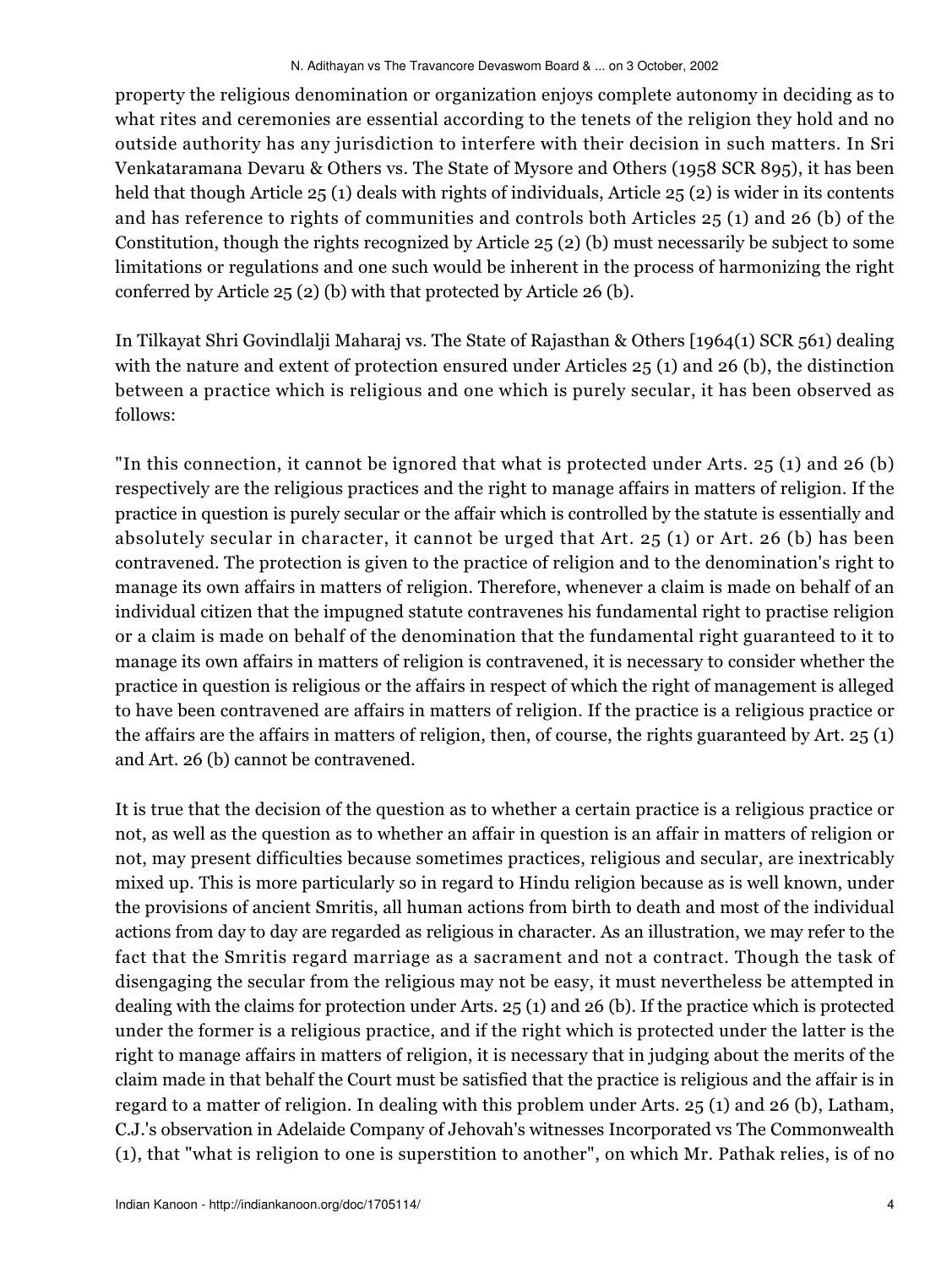property the religious denomination or organization enjoys complete autonomy in deciding as to what rites and ceremonies are essential according to the tenets of the religion they hold and no outside authority has any jurisdiction to interfere with their decision in such matters. In Sri Venkataramana Devaru & Others vs. The State of Mysore and Others (1958 SCR 895), it has been held that though Article 25 (1) deals with rights of individuals, Article 25 (2) is wider in its contents and has reference to rights of communities and controls both Articles 25 (1) and 26 (b) of the Constitution, though the rights recognized by Article 25 (2) (b) must necessarily be subject to some limitations or regulations and one such would be inherent in the process of harmonizing the right conferred by Article 25 (2) (b) with that protected by Article 26 (b).

In Tilkayat Shri Govindlalji Maharaj vs. The State of Rajasthan & Others [1964(1) SCR 561) dealing with the nature and extent of protection ensured under Articles 25 (1) and 26 (b), the distinction between a practice which is religious and one which is purely secular, it has been observed as follows:

"In this connection, it cannot be ignored that what is protected under Arts. 25 (1) and 26 (b) respectively are the religious practices and the right to manage affairs in matters of religion. If the practice in question is purely secular or the affair which is controlled by the statute is essentially and absolutely secular in character, it cannot be urged that Art. 25 (1) or Art. 26 (b) has been contravened. The protection is given to the practice of religion and to the denomination's right to manage its own affairs in matters of religion. Therefore, whenever a claim is made on behalf of an individual citizen that the impugned statute contravenes his fundamental right to practise religion or a claim is made on behalf of the denomination that the fundamental right guaranteed to it to manage its own affairs in matters of religion is contravened, it is necessary to consider whether the practice in question is religious or the affairs in respect of which the right of management is alleged to have been contravened are affairs in matters of religion. If the practice is a religious practice or the affairs are the affairs in matters of religion, then, of course, the rights guaranteed by Art. 25 (1) and Art. 26 (b) cannot be contravened.

It is true that the decision of the question as to whether a certain practice is a religious practice or not, as well as the question as to whether an affair in question is an affair in matters of religion or not, may present difficulties because sometimes practices, religious and secular, are inextricably mixed up. This is more particularly so in regard to Hindu religion because as is well known, under the provisions of ancient Smritis, all human actions from birth to death and most of the individual actions from day to day are regarded as religious in character. As an illustration, we may refer to the fact that the Smritis regard marriage as a sacrament and not a contract. Though the task of disengaging the secular from the religious may not be easy, it must nevertheless be attempted in dealing with the claims for protection under Arts. 25 (1) and 26 (b). If the practice which is protected under the former is a religious practice, and if the right which is protected under the latter is the right to manage affairs in matters of religion, it is necessary that in judging about the merits of the claim made in that behalf the Court must be satisfied that the practice is religious and the affair is in regard to a matter of religion. In dealing with this problem under Arts. 25 (1) and 26 (b), Latham, C.J.'s observation in Adelaide Company of Jehovah's witnesses Incorporated vs The Commonwealth (1), that "what is religion to one is superstition to another", on which Mr. Pathak relies, is of no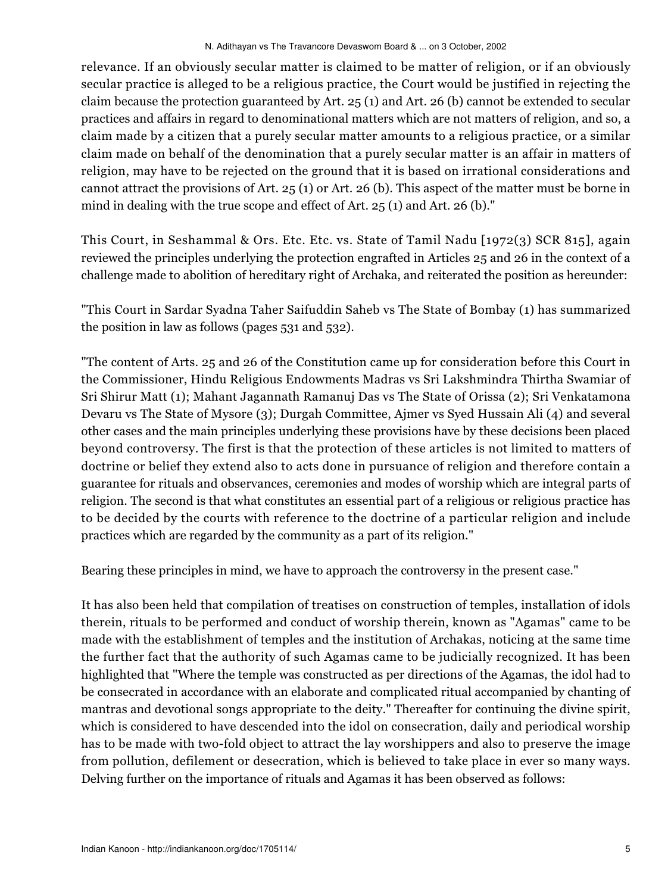relevance. If an obviously secular matter is claimed to be matter of religion, or if an obviously secular practice is alleged to be a religious practice, the Court would be justified in rejecting the claim because the protection guaranteed by Art. 25 (1) and Art. 26 (b) cannot be extended to secular practices and affairs in regard to denominational matters which are not matters of religion, and so, a claim made by a citizen that a purely secular matter amounts to a religious practice, or a similar claim made on behalf of the denomination that a purely secular matter is an affair in matters of religion, may have to be rejected on the ground that it is based on irrational considerations and cannot attract the provisions of Art. 25 (1) or Art. 26 (b). This aspect of the matter must be borne in mind in dealing with the true scope and effect of Art. 25 (1) and Art. 26 (b)."

This Court, in Seshammal & Ors. Etc. Etc. vs. State of Tamil Nadu [1972(3) SCR 815], again reviewed the principles underlying the protection engrafted in Articles 25 and 26 in the context of a challenge made to abolition of hereditary right of Archaka, and reiterated the position as hereunder:

"This Court in Sardar Syadna Taher Saifuddin Saheb vs The State of Bombay (1) has summarized the position in law as follows (pages 531 and 532).

"The content of Arts. 25 and 26 of the Constitution came up for consideration before this Court in the Commissioner, Hindu Religious Endowments Madras vs Sri Lakshmindra Thirtha Swamiar of Sri Shirur Matt (1); Mahant Jagannath Ramanuj Das vs The State of Orissa (2); Sri Venkatamona Devaru vs The State of Mysore (3); Durgah Committee, Ajmer vs Syed Hussain Ali (4) and several other cases and the main principles underlying these provisions have by these decisions been placed beyond controversy. The first is that the protection of these articles is not limited to matters of doctrine or belief they extend also to acts done in pursuance of religion and therefore contain a guarantee for rituals and observances, ceremonies and modes of worship which are integral parts of religion. The second is that what constitutes an essential part of a religious or religious practice has to be decided by the courts with reference to the doctrine of a particular religion and include practices which are regarded by the community as a part of its religion."

Bearing these principles in mind, we have to approach the controversy in the present case."

It has also been held that compilation of treatises on construction of temples, installation of idols therein, rituals to be performed and conduct of worship therein, known as "Agamas" came to be made with the establishment of temples and the institution of Archakas, noticing at the same time the further fact that the authority of such Agamas came to be judicially recognized. It has been highlighted that "Where the temple was constructed as per directions of the Agamas, the idol had to be consecrated in accordance with an elaborate and complicated ritual accompanied by chanting of mantras and devotional songs appropriate to the deity." Thereafter for continuing the divine spirit, which is considered to have descended into the idol on consecration, daily and periodical worship has to be made with two-fold object to attract the lay worshippers and also to preserve the image from pollution, defilement or desecration, which is believed to take place in ever so many ways. Delving further on the importance of rituals and Agamas it has been observed as follows: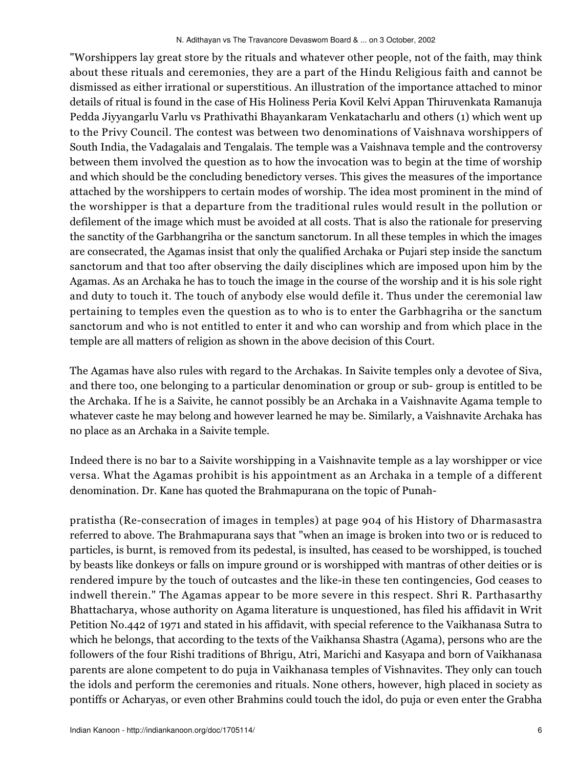"Worshippers lay great store by the rituals and whatever other people, not of the faith, may think about these rituals and ceremonies, they are a part of the Hindu Religious faith and cannot be dismissed as either irrational or superstitious. An illustration of the importance attached to minor details of ritual is found in the case of His Holiness Peria Kovil Kelvi Appan Thiruvenkata Ramanuja Pedda Jiyyangarlu Varlu vs Prathivathi Bhayankaram Venkatacharlu and others (1) which went up to the Privy Council. The contest was between two denominations of Vaishnava worshippers of South India, the Vadagalais and Tengalais. The temple was a Vaishnava temple and the controversy between them involved the question as to how the invocation was to begin at the time of worship and which should be the concluding benedictory verses. This gives the measures of the importance attached by the worshippers to certain modes of worship. The idea most prominent in the mind of the worshipper is that a departure from the traditional rules would result in the pollution or defilement of the image which must be avoided at all costs. That is also the rationale for preserving the sanctity of the Garbhangriha or the sanctum sanctorum. In all these temples in which the images are consecrated, the Agamas insist that only the qualified Archaka or Pujari step inside the sanctum sanctorum and that too after observing the daily disciplines which are imposed upon him by the Agamas. As an Archaka he has to touch the image in the course of the worship and it is his sole right and duty to touch it. The touch of anybody else would defile it. Thus under the ceremonial law pertaining to temples even the question as to who is to enter the Garbhagriha or the sanctum sanctorum and who is not entitled to enter it and who can worship and from which place in the temple are all matters of religion as shown in the above decision of this Court.

The Agamas have also rules with regard to the Archakas. In Saivite temples only a devotee of Siva, and there too, one belonging to a particular denomination or group or sub- group is entitled to be the Archaka. If he is a Saivite, he cannot possibly be an Archaka in a Vaishnavite Agama temple to whatever caste he may belong and however learned he may be. Similarly, a Vaishnavite Archaka has no place as an Archaka in a Saivite temple.

Indeed there is no bar to a Saivite worshipping in a Vaishnavite temple as a lay worshipper or vice versa. What the Agamas prohibit is his appointment as an Archaka in a temple of a different denomination. Dr. Kane has quoted the Brahmapurana on the topic of Punah-

pratistha (Re-consecration of images in temples) at page 904 of his History of Dharmasastra referred to above. The Brahmapurana says that "when an image is broken into two or is reduced to particles, is burnt, is removed from its pedestal, is insulted, has ceased to be worshipped, is touched by beasts like donkeys or falls on impure ground or is worshipped with mantras of other deities or is rendered impure by the touch of outcastes and the like-in these ten contingencies, God ceases to indwell therein." The Agamas appear to be more severe in this respect. Shri R. Parthasarthy Bhattacharya, whose authority on Agama literature is unquestioned, has filed his affidavit in Writ Petition No.442 of 1971 and stated in his affidavit, with special reference to the Vaikhanasa Sutra to which he belongs, that according to the texts of the Vaikhansa Shastra (Agama), persons who are the followers of the four Rishi traditions of Bhrigu, Atri, Marichi and Kasyapa and born of Vaikhanasa parents are alone competent to do puja in Vaikhanasa temples of Vishnavites. They only can touch the idols and perform the ceremonies and rituals. None others, however, high placed in society as pontiffs or Acharyas, or even other Brahmins could touch the idol, do puja or even enter the Grabha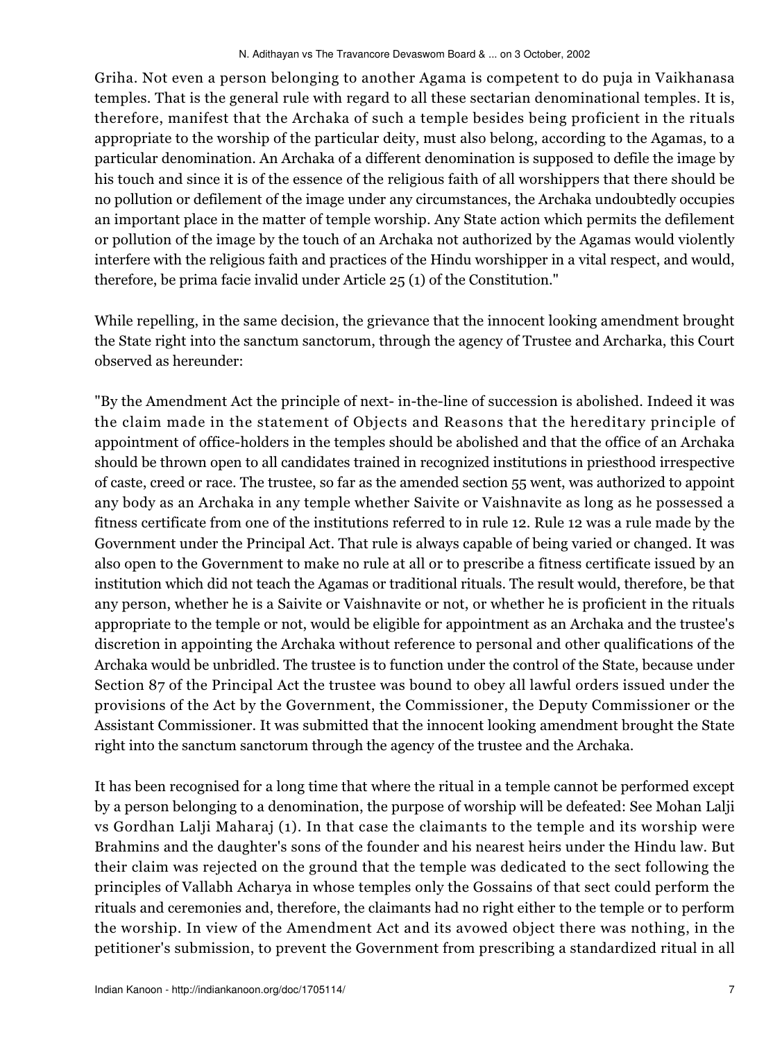Griha. Not even a person belonging to another Agama is competent to do puja in Vaikhanasa temples. That is the general rule with regard to all these sectarian denominational temples. It is, therefore, manifest that the Archaka of such a temple besides being proficient in the rituals appropriate to the worship of the particular deity, must also belong, according to the Agamas, to a particular denomination. An Archaka of a different denomination is supposed to defile the image by his touch and since it is of the essence of the religious faith of all worshippers that there should be no pollution or defilement of the image under any circumstances, the Archaka undoubtedly occupies an important place in the matter of temple worship. Any State action which permits the defilement or pollution of the image by the touch of an Archaka not authorized by the Agamas would violently interfere with the religious faith and practices of the Hindu worshipper in a vital respect, and would, therefore, be prima facie invalid under Article 25 (1) of the Constitution."

While repelling, in the same decision, the grievance that the innocent looking amendment brought the State right into the sanctum sanctorum, through the agency of Trustee and Archarka, this Court observed as hereunder:

"By the Amendment Act the principle of next- in-the-line of succession is abolished. Indeed it was the claim made in the statement of Objects and Reasons that the hereditary principle of appointment of office-holders in the temples should be abolished and that the office of an Archaka should be thrown open to all candidates trained in recognized institutions in priesthood irrespective of caste, creed or race. The trustee, so far as the amended section 55 went, was authorized to appoint any body as an Archaka in any temple whether Saivite or Vaishnavite as long as he possessed a fitness certificate from one of the institutions referred to in rule 12. Rule 12 was a rule made by the Government under the Principal Act. That rule is always capable of being varied or changed. It was also open to the Government to make no rule at all or to prescribe a fitness certificate issued by an institution which did not teach the Agamas or traditional rituals. The result would, therefore, be that any person, whether he is a Saivite or Vaishnavite or not, or whether he is proficient in the rituals appropriate to the temple or not, would be eligible for appointment as an Archaka and the trustee's discretion in appointing the Archaka without reference to personal and other qualifications of the Archaka would be unbridled. The trustee is to function under the control of the State, because under Section 87 of the Principal Act the trustee was bound to obey all lawful orders issued under the provisions of the Act by the Government, the Commissioner, the Deputy Commissioner or the Assistant Commissioner. It was submitted that the innocent looking amendment brought the State right into the sanctum sanctorum through the agency of the trustee and the Archaka.

It has been recognised for a long time that where the ritual in a temple cannot be performed except by a person belonging to a denomination, the purpose of worship will be defeated: See Mohan Lalji vs Gordhan Lalji Maharaj (1). In that case the claimants to the temple and its worship were Brahmins and the daughter's sons of the founder and his nearest heirs under the Hindu law. But their claim was rejected on the ground that the temple was dedicated to the sect following the principles of Vallabh Acharya in whose temples only the Gossains of that sect could perform the rituals and ceremonies and, therefore, the claimants had no right either to the temple or to perform the worship. In view of the Amendment Act and its avowed object there was nothing, in the petitioner's submission, to prevent the Government from prescribing a standardized ritual in all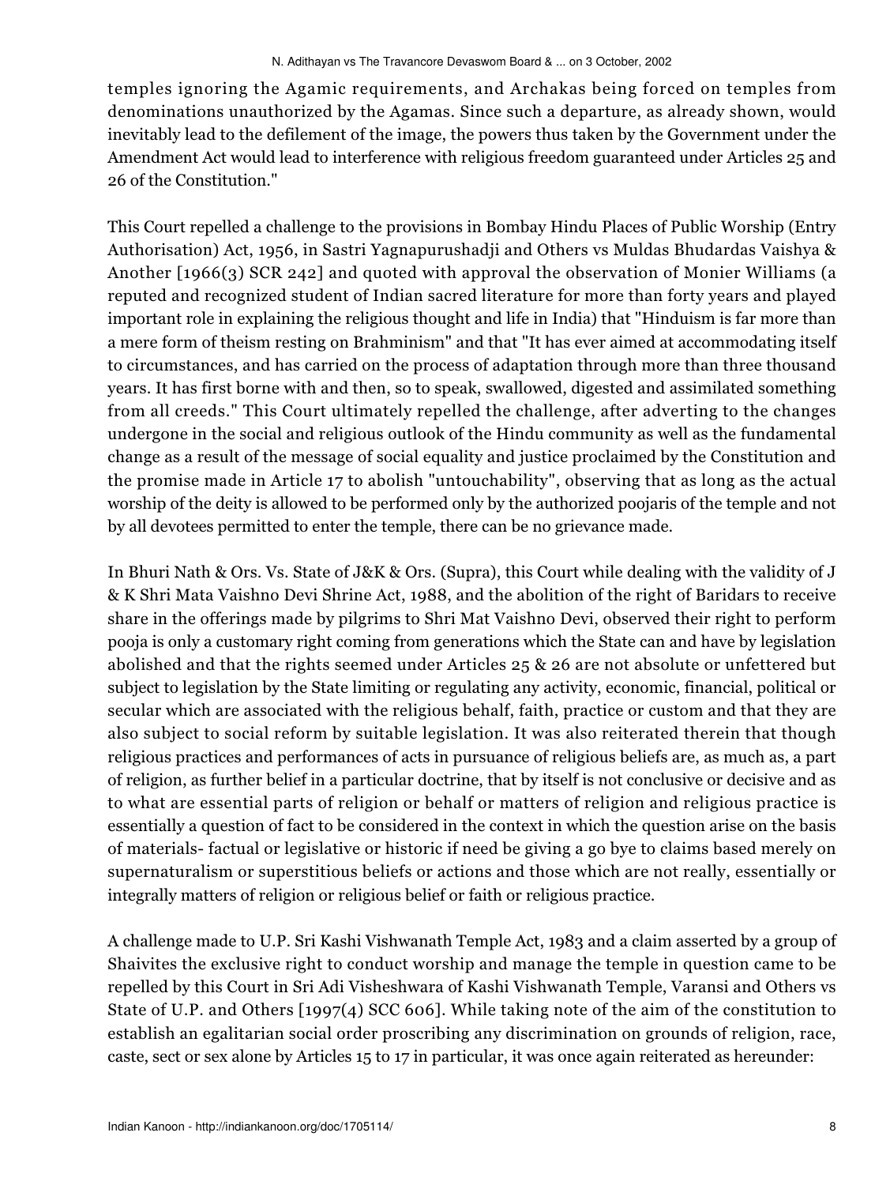temples ignoring the Agamic requirements, and Archakas being forced on temples from denominations unauthorized by the Agamas. Since such a departure, as already shown, would inevitably lead to the defilement of the image, the powers thus taken by the Government under the Amendment Act would lead to interference with religious freedom guaranteed under Articles 25 and 26 of the Constitution."

This Court repelled a challenge to the provisions in Bombay Hindu Places of Public Worship (Entry Authorisation) Act, 1956, in Sastri Yagnapurushadji and Others vs Muldas Bhudardas Vaishya & Another [1966(3) SCR 242] and quoted with approval the observation of Monier Williams (a reputed and recognized student of Indian sacred literature for more than forty years and played important role in explaining the religious thought and life in India) that "Hinduism is far more than a mere form of theism resting on Brahminism" and that "It has ever aimed at accommodating itself to circumstances, and has carried on the process of adaptation through more than three thousand years. It has first borne with and then, so to speak, swallowed, digested and assimilated something from all creeds." This Court ultimately repelled the challenge, after adverting to the changes undergone in the social and religious outlook of the Hindu community as well as the fundamental change as a result of the message of social equality and justice proclaimed by the Constitution and the promise made in Article 17 to abolish "untouchability", observing that as long as the actual worship of the deity is allowed to be performed only by the authorized poojaris of the temple and not by all devotees permitted to enter the temple, there can be no grievance made.

In Bhuri Nath & Ors. Vs. State of J&K & Ors. (Supra), this Court while dealing with the validity of J & K Shri Mata Vaishno Devi Shrine Act, 1988, and the abolition of the right of Baridars to receive share in the offerings made by pilgrims to Shri Mat Vaishno Devi, observed their right to perform pooja is only a customary right coming from generations which the State can and have by legislation abolished and that the rights seemed under Articles 25 & 26 are not absolute or unfettered but subject to legislation by the State limiting or regulating any activity, economic, financial, political or secular which are associated with the religious behalf, faith, practice or custom and that they are also subject to social reform by suitable legislation. It was also reiterated therein that though religious practices and performances of acts in pursuance of religious beliefs are, as much as, a part of religion, as further belief in a particular doctrine, that by itself is not conclusive or decisive and as to what are essential parts of religion or behalf or matters of religion and religious practice is essentially a question of fact to be considered in the context in which the question arise on the basis of materials- factual or legislative or historic if need be giving a go bye to claims based merely on supernaturalism or superstitious beliefs or actions and those which are not really, essentially or integrally matters of religion or religious belief or faith or religious practice.

A challenge made to U.P. Sri Kashi Vishwanath Temple Act, 1983 and a claim asserted by a group of Shaivites the exclusive right to conduct worship and manage the temple in question came to be repelled by this Court in Sri Adi Visheshwara of Kashi Vishwanath Temple, Varansi and Others vs State of U.P. and Others [1997(4) SCC 606]. While taking note of the aim of the constitution to establish an egalitarian social order proscribing any discrimination on grounds of religion, race, caste, sect or sex alone by Articles 15 to 17 in particular, it was once again reiterated as hereunder: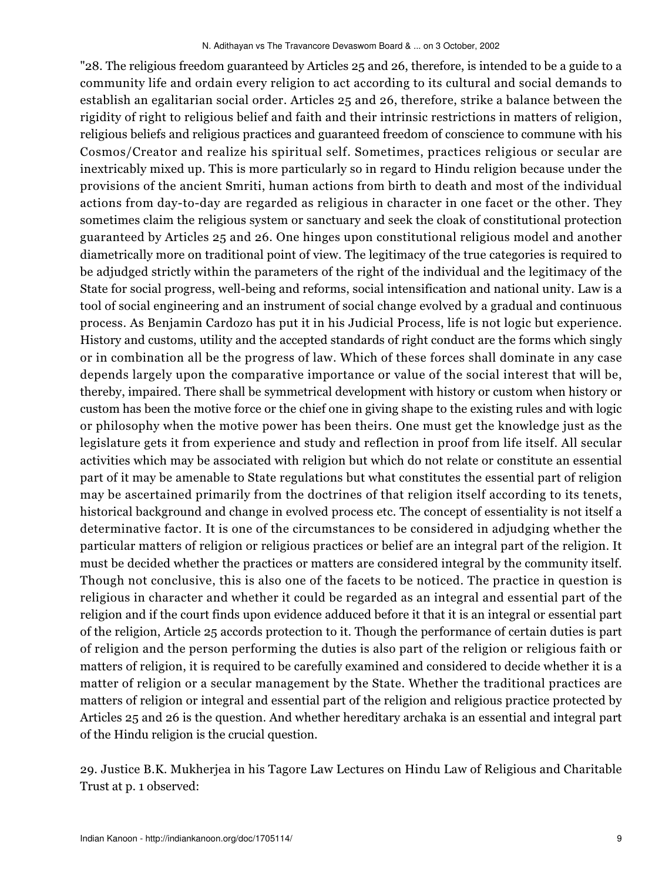"28. The religious freedom guaranteed by Articles 25 and 26, therefore, is intended to be a guide to a community life and ordain every religion to act according to its cultural and social demands to establish an egalitarian social order. Articles 25 and 26, therefore, strike a balance between the rigidity of right to religious belief and faith and their intrinsic restrictions in matters of religion, religious beliefs and religious practices and guaranteed freedom of conscience to commune with his Cosmos/Creator and realize his spiritual self. Sometimes, practices religious or secular are inextricably mixed up. This is more particularly so in regard to Hindu religion because under the provisions of the ancient Smriti, human actions from birth to death and most of the individual actions from day-to-day are regarded as religious in character in one facet or the other. They sometimes claim the religious system or sanctuary and seek the cloak of constitutional protection guaranteed by Articles 25 and 26. One hinges upon constitutional religious model and another diametrically more on traditional point of view. The legitimacy of the true categories is required to be adjudged strictly within the parameters of the right of the individual and the legitimacy of the State for social progress, well-being and reforms, social intensification and national unity. Law is a tool of social engineering and an instrument of social change evolved by a gradual and continuous process. As Benjamin Cardozo has put it in his Judicial Process, life is not logic but experience. History and customs, utility and the accepted standards of right conduct are the forms which singly or in combination all be the progress of law. Which of these forces shall dominate in any case depends largely upon the comparative importance or value of the social interest that will be, thereby, impaired. There shall be symmetrical development with history or custom when history or custom has been the motive force or the chief one in giving shape to the existing rules and with logic or philosophy when the motive power has been theirs. One must get the knowledge just as the legislature gets it from experience and study and reflection in proof from life itself. All secular activities which may be associated with religion but which do not relate or constitute an essential part of it may be amenable to State regulations but what constitutes the essential part of religion may be ascertained primarily from the doctrines of that religion itself according to its tenets, historical background and change in evolved process etc. The concept of essentiality is not itself a determinative factor. It is one of the circumstances to be considered in adjudging whether the particular matters of religion or religious practices or belief are an integral part of the religion. It must be decided whether the practices or matters are considered integral by the community itself. Though not conclusive, this is also one of the facets to be noticed. The practice in question is religious in character and whether it could be regarded as an integral and essential part of the religion and if the court finds upon evidence adduced before it that it is an integral or essential part of the religion, Article 25 accords protection to it. Though the performance of certain duties is part of religion and the person performing the duties is also part of the religion or religious faith or matters of religion, it is required to be carefully examined and considered to decide whether it is a matter of religion or a secular management by the State. Whether the traditional practices are matters of religion or integral and essential part of the religion and religious practice protected by Articles 25 and 26 is the question. And whether hereditary archaka is an essential and integral part of the Hindu religion is the crucial question.

29. Justice B.K. Mukherjea in his Tagore Law Lectures on Hindu Law of Religious and Charitable Trust at p. 1 observed: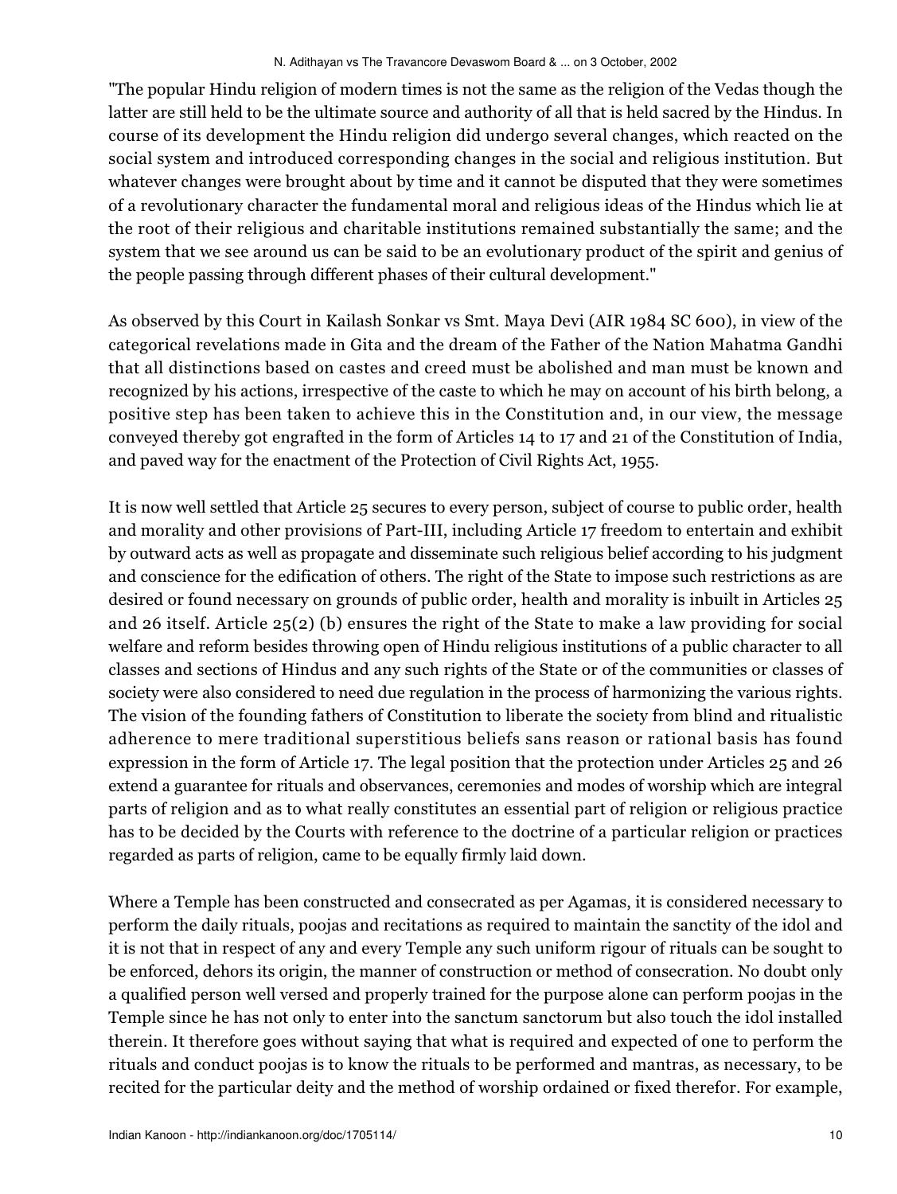"The popular Hindu religion of modern times is not the same as the religion of the Vedas though the latter are still held to be the ultimate source and authority of all that is held sacred by the Hindus. In course of its development the Hindu religion did undergo several changes, which reacted on the social system and introduced corresponding changes in the social and religious institution. But whatever changes were brought about by time and it cannot be disputed that they were sometimes of a revolutionary character the fundamental moral and religious ideas of the Hindus which lie at the root of their religious and charitable institutions remained substantially the same; and the system that we see around us can be said to be an evolutionary product of the spirit and genius of the people passing through different phases of their cultural development."

As observed by this Court in Kailash Sonkar vs Smt. Maya Devi (AIR 1984 SC 600), in view of the categorical revelations made in Gita and the dream of the Father of the Nation Mahatma Gandhi that all distinctions based on castes and creed must be abolished and man must be known and recognized by his actions, irrespective of the caste to which he may on account of his birth belong, a positive step has been taken to achieve this in the Constitution and, in our view, the message conveyed thereby got engrafted in the form of Articles 14 to 17 and 21 of the Constitution of India, and paved way for the enactment of the Protection of Civil Rights Act, 1955.

It is now well settled that Article 25 secures to every person, subject of course to public order, health and morality and other provisions of Part-III, including Article 17 freedom to entertain and exhibit by outward acts as well as propagate and disseminate such religious belief according to his judgment and conscience for the edification of others. The right of the State to impose such restrictions as are desired or found necessary on grounds of public order, health and morality is inbuilt in Articles 25 and 26 itself. Article 25(2) (b) ensures the right of the State to make a law providing for social welfare and reform besides throwing open of Hindu religious institutions of a public character to all classes and sections of Hindus and any such rights of the State or of the communities or classes of society were also considered to need due regulation in the process of harmonizing the various rights. The vision of the founding fathers of Constitution to liberate the society from blind and ritualistic adherence to mere traditional superstitious beliefs sans reason or rational basis has found expression in the form of Article 17. The legal position that the protection under Articles 25 and 26 extend a guarantee for rituals and observances, ceremonies and modes of worship which are integral parts of religion and as to what really constitutes an essential part of religion or religious practice has to be decided by the Courts with reference to the doctrine of a particular religion or practices regarded as parts of religion, came to be equally firmly laid down.

Where a Temple has been constructed and consecrated as per Agamas, it is considered necessary to perform the daily rituals, poojas and recitations as required to maintain the sanctity of the idol and it is not that in respect of any and every Temple any such uniform rigour of rituals can be sought to be enforced, dehors its origin, the manner of construction or method of consecration. No doubt only a qualified person well versed and properly trained for the purpose alone can perform poojas in the Temple since he has not only to enter into the sanctum sanctorum but also touch the idol installed therein. It therefore goes without saying that what is required and expected of one to perform the rituals and conduct poojas is to know the rituals to be performed and mantras, as necessary, to be recited for the particular deity and the method of worship ordained or fixed therefor. For example,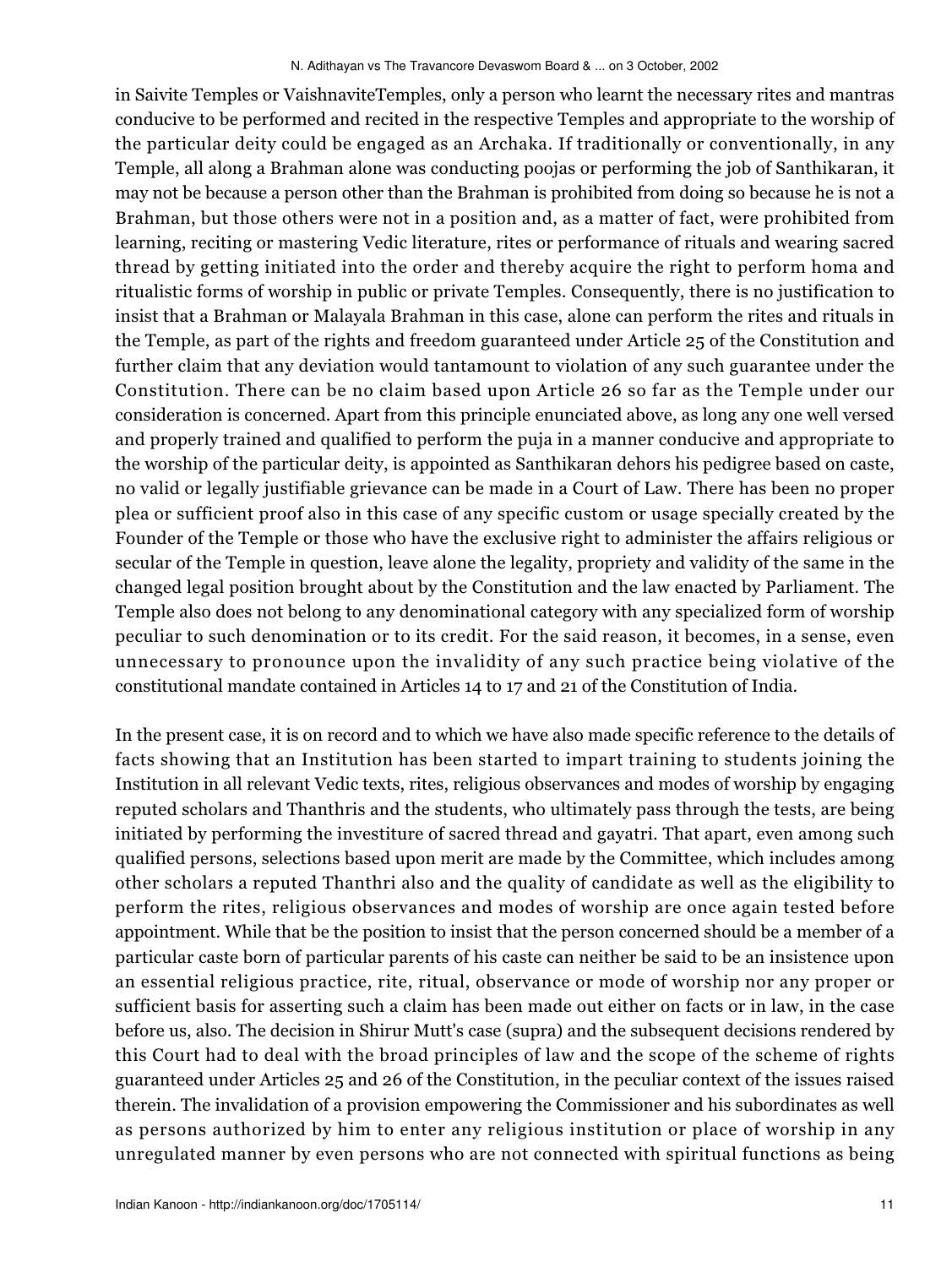in Saivite Temples or VaishnaviteTemples, only a person who learnt the necessary rites and mantras conducive to be performed and recited in the respective Temples and appropriate to the worship of the particular deity could be engaged as an Archaka. If traditionally or conventionally, in any Temple, all along a Brahman alone was conducting poojas or performing the job of Santhikaran, it may not be because a person other than the Brahman is prohibited from doing so because he is not a Brahman, but those others were not in a position and, as a matter of fact, were prohibited from learning, reciting or mastering Vedic literature, rites or performance of rituals and wearing sacred thread by getting initiated into the order and thereby acquire the right to perform homa and ritualistic forms of worship in public or private Temples. Consequently, there is no justification to insist that a Brahman or Malayala Brahman in this case, alone can perform the rites and rituals in the Temple, as part of the rights and freedom guaranteed under Article 25 of the Constitution and further claim that any deviation would tantamount to violation of any such guarantee under the Constitution. There can be no claim based upon Article 26 so far as the Temple under our consideration is concerned. Apart from this principle enunciated above, as long any one well versed and properly trained and qualified to perform the puja in a manner conducive and appropriate to the worship of the particular deity, is appointed as Santhikaran dehors his pedigree based on caste, no valid or legally justifiable grievance can be made in a Court of Law. There has been no proper plea or sufficient proof also in this case of any specific custom or usage specially created by the Founder of the Temple or those who have the exclusive right to administer the affairs religious or secular of the Temple in question, leave alone the legality, propriety and validity of the same in the changed legal position brought about by the Constitution and the law enacted by Parliament. The Temple also does not belong to any denominational category with any specialized form of worship peculiar to such denomination or to its credit. For the said reason, it becomes, in a sense, even unnecessary to pronounce upon the invalidity of any such practice being violative of the constitutional mandate contained in Articles 14 to 17 and 21 of the Constitution of India.

In the present case, it is on record and to which we have also made specific reference to the details of facts showing that an Institution has been started to impart training to students joining the Institution in all relevant Vedic texts, rites, religious observances and modes of worship by engaging reputed scholars and Thanthris and the students, who ultimately pass through the tests, are being initiated by performing the investiture of sacred thread and gayatri. That apart, even among such qualified persons, selections based upon merit are made by the Committee, which includes among other scholars a reputed Thanthri also and the quality of candidate as well as the eligibility to perform the rites, religious observances and modes of worship are once again tested before appointment. While that be the position to insist that the person concerned should be a member of a particular caste born of particular parents of his caste can neither be said to be an insistence upon an essential religious practice, rite, ritual, observance or mode of worship nor any proper or sufficient basis for asserting such a claim has been made out either on facts or in law, in the case before us, also. The decision in Shirur Mutt's case (supra) and the subsequent decisions rendered by this Court had to deal with the broad principles of law and the scope of the scheme of rights guaranteed under Articles 25 and 26 of the Constitution, in the peculiar context of the issues raised therein. The invalidation of a provision empowering the Commissioner and his subordinates as well as persons authorized by him to enter any religious institution or place of worship in any unregulated manner by even persons who are not connected with spiritual functions as being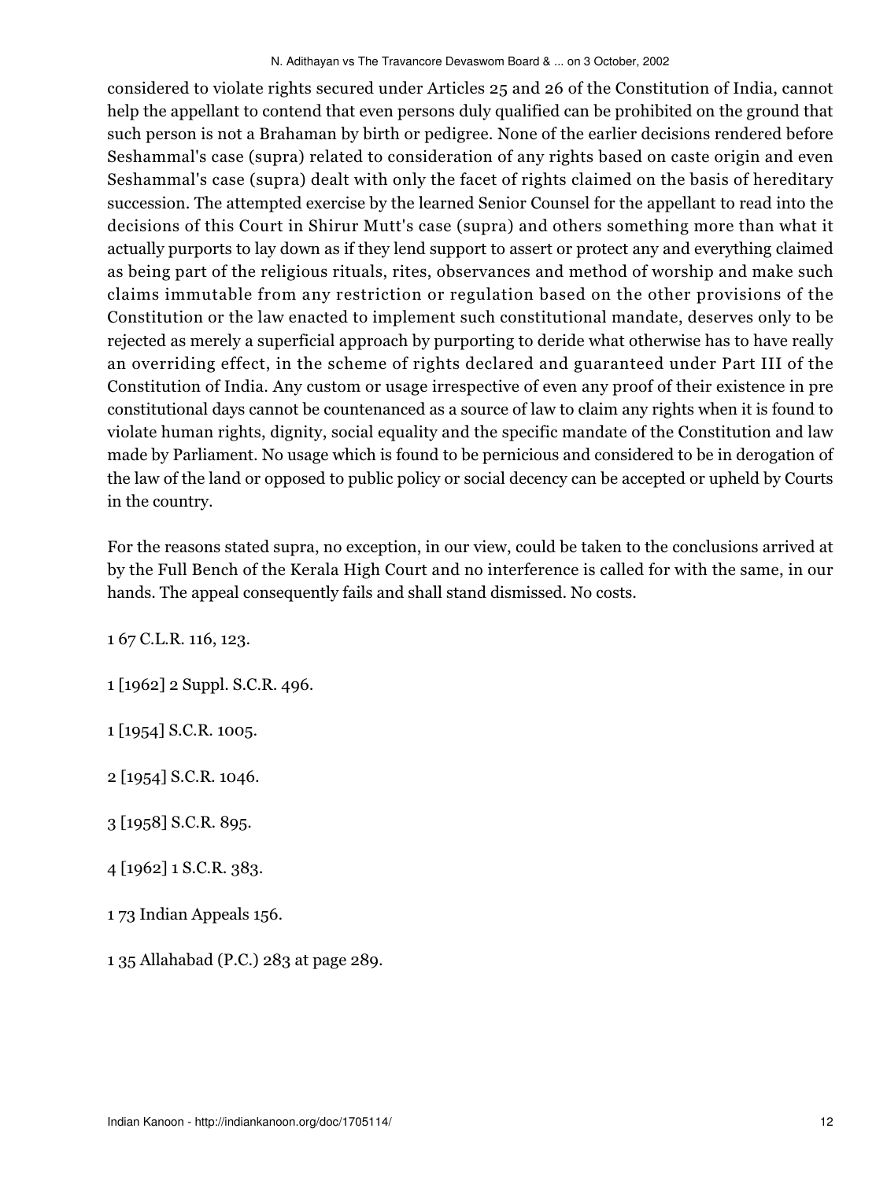considered to violate rights secured under Articles 25 and 26 of the Constitution of India, cannot help the appellant to contend that even persons duly qualified can be prohibited on the ground that such person is not a Brahaman by birth or pedigree. None of the earlier decisions rendered before Seshammal's case (supra) related to consideration of any rights based on caste origin and even Seshammal's case (supra) dealt with only the facet of rights claimed on the basis of hereditary succession. The attempted exercise by the learned Senior Counsel for the appellant to read into the decisions of this Court in Shirur Mutt's case (supra) and others something more than what it actually purports to lay down as if they lend support to assert or protect any and everything claimed as being part of the religious rituals, rites, observances and method of worship and make such claims immutable from any restriction or regulation based on the other provisions of the Constitution or the law enacted to implement such constitutional mandate, deserves only to be rejected as merely a superficial approach by purporting to deride what otherwise has to have really an overriding effect, in the scheme of rights declared and guaranteed under Part III of the Constitution of India. Any custom or usage irrespective of even any proof of their existence in pre constitutional days cannot be countenanced as a source of law to claim any rights when it is found to violate human rights, dignity, social equality and the specific mandate of the Constitution and law made by Parliament. No usage which is found to be pernicious and considered to be in derogation of the law of the land or opposed to public policy or social decency can be accepted or upheld by Courts in the country.

For the reasons stated supra, no exception, in our view, could be taken to the conclusions arrived at by the Full Bench of the Kerala High Court and no interference is called for with the same, in our hands. The appeal consequently fails and shall stand dismissed. No costs.

1 67 C.L.R. 116, 123.

1 [1962] 2 Suppl. S.C.R. 496.

1 [1954] S.C.R. 1005.

2 [1954] S.C.R. 1046.

3 [1958] S.C.R. 895.

4 [1962] 1 S.C.R. 383.

1 73 Indian Appeals 156.

1 35 Allahabad (P.C.) 283 at page 289.